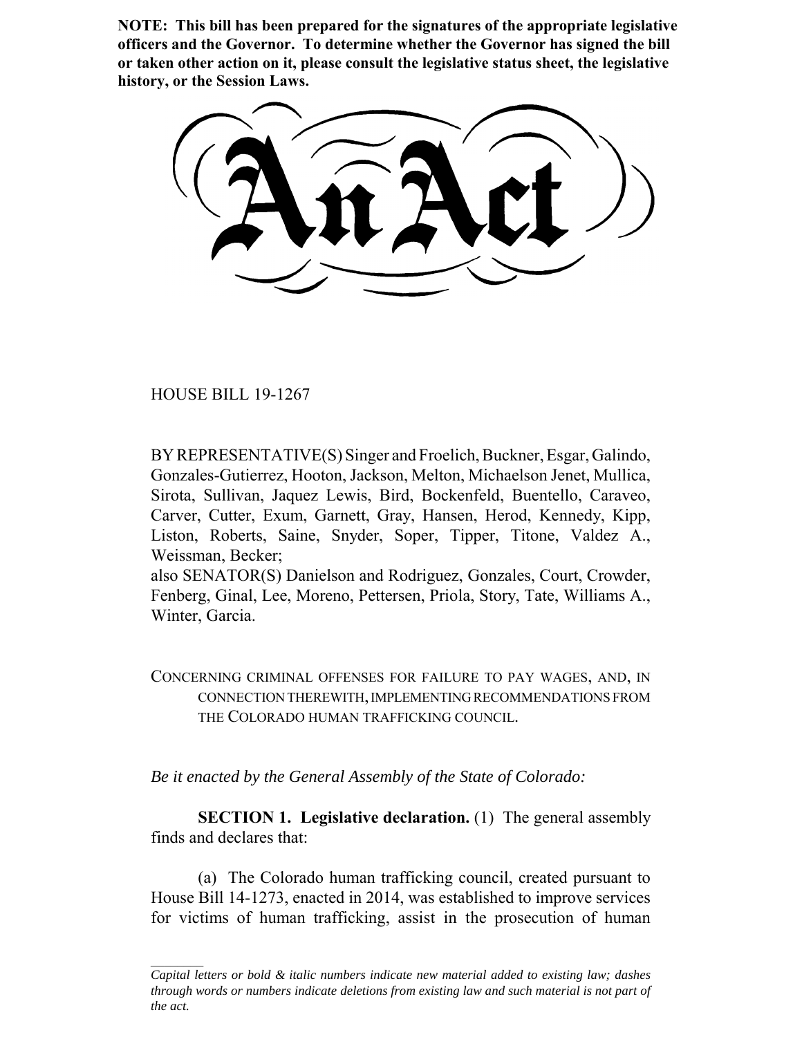**NOTE: This bill has been prepared for the signatures of the appropriate legislative officers and the Governor. To determine whether the Governor has signed the bill or taken other action on it, please consult the legislative status sheet, the legislative history, or the Session Laws.**

# An Act

HOUSE BILL 19-1267

BY REPRESENTATIVE(S) Singer and Froelich, Buckner, Esgar, Galindo, Gonzales-Gutierrez, Hooton, Jackson, Melton, Michaelson Jenet, Mullica, Sirota, Sullivan, Jaquez Lewis, Bird, Bockenfeld, Buentello, Caraveo, Carver, Cutter, Exum, Garnett, Gray, Hansen, Herod, Kennedy, Kipp, Liston, Roberts, Saine, Snyder, Soper, Tipper, Titone, Valdez A., Weissman, Becker;
also SENATOR(S) Danielson and Rodriguez, Gonzales, Court, Crowder, Fenberg, Ginal, Lee, Moreno, Pettersen, Priola, Story, Tate, Williams A., Winter, Garcia.

CONCERNING CRIMINAL OFFENSES FOR FAILURE TO PAY WAGES, AND, IN CONNECTION THEREWITH, IMPLEMENTING RECOMMENDATIONS FROM THE COLORADO HUMAN TRAFFICKING COUNCIL.

*Be it enacted by the General Assembly of the State of Colorado:*

**SECTION 1. Legislative declaration.** (1) The general assembly finds and declares that:

(a) The Colorado human trafficking council, created pursuant to House Bill 14-1273, enacted in 2014, was established to improve services for victims of human trafficking, assist in the prosecution of human

*Capital letters or bold & italic numbers indicate new material added to existing law; dashes through words or numbers indicate deletions from existing law and such material is not part of the act.*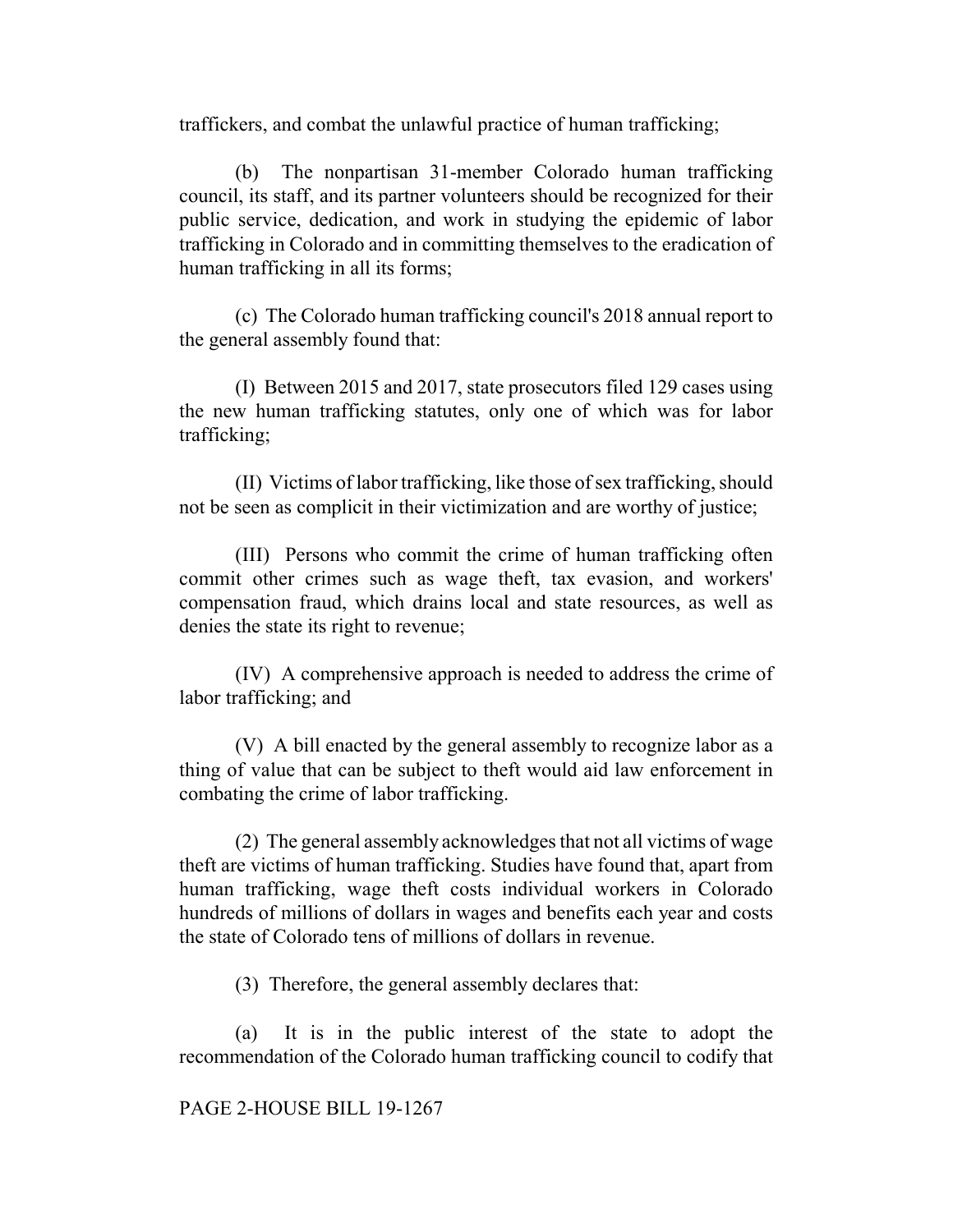traffickers, and combat the unlawful practice of human trafficking;

(b) The nonpartisan 31-member Colorado human trafficking council, its staff, and its partner volunteers should be recognized for their public service, dedication, and work in studying the epidemic of labor trafficking in Colorado and in committing themselves to the eradication of human trafficking in all its forms;

(c) The Colorado human trafficking council's 2018 annual report to the general assembly found that:

(I) Between 2015 and 2017, state prosecutors filed 129 cases using the new human trafficking statutes, only one of which was for labor trafficking;

(II) Victims of labor trafficking, like those of sex trafficking, should not be seen as complicit in their victimization and are worthy of justice;

(III) Persons who commit the crime of human trafficking often commit other crimes such as wage theft, tax evasion, and workers' compensation fraud, which drains local and state resources, as well as denies the state its right to revenue;

(IV) A comprehensive approach is needed to address the crime of labor trafficking; and

(V) A bill enacted by the general assembly to recognize labor as a thing of value that can be subject to theft would aid law enforcement in combating the crime of labor trafficking.

(2) The general assembly acknowledges that not all victims of wage theft are victims of human trafficking. Studies have found that, apart from human trafficking, wage theft costs individual workers in Colorado hundreds of millions of dollars in wages and benefits each year and costs the state of Colorado tens of millions of dollars in revenue.

(3) Therefore, the general assembly declares that:

(a) It is in the public interest of the state to adopt the recommendation of the Colorado human trafficking council to codify that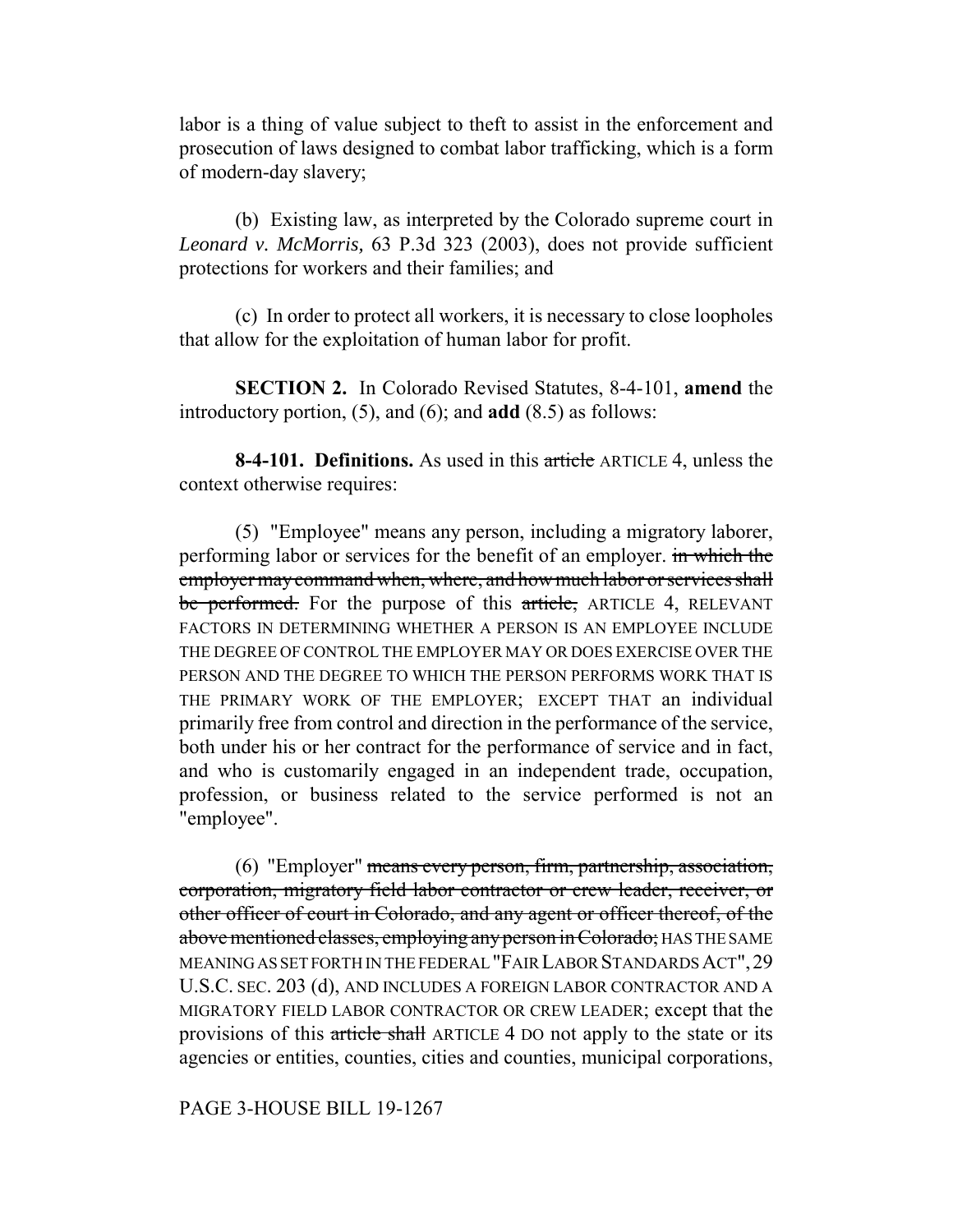labor is a thing of value subject to theft to assist in the enforcement and prosecution of laws designed to combat labor trafficking, which is a form of modern-day slavery;

(b) Existing law, as interpreted by the Colorado supreme court in *Leonard v. McMorris,* 63 P.3d 323 (2003), does not provide sufficient protections for workers and their families; and

(c) In order to protect all workers, it is necessary to close loopholes that allow for the exploitation of human labor for profit.

**SECTION 2.** In Colorado Revised Statutes, 8-4-101, **amend** the introductory portion, (5), and (6); and **add** (8.5) as follows:

**8-4-101. Definitions.** As used in this ~~article~~ ARTICLE 4, unless the context otherwise requires:

(5) "Employee" means any person, including a migratory laborer, performing labor or services for the benefit of an employer. ~~in which the employer may command when, where, and how much labor or services shall be performed.~~ For the purpose of this ~~article,~~ ARTICLE 4, RELEVANT FACTORS IN DETERMINING WHETHER A PERSON IS AN EMPLOYEE INCLUDE THE DEGREE OF CONTROL THE EMPLOYER MAY OR DOES EXERCISE OVER THE PERSON AND THE DEGREE TO WHICH THE PERSON PERFORMS WORK THAT IS THE PRIMARY WORK OF THE EMPLOYER; EXCEPT THAT an individual primarily free from control and direction in the performance of the service, both under his or her contract for the performance of service and in fact, and who is customarily engaged in an independent trade, occupation, profession, or business related to the service performed is not an "employee".

(6) "Employer" ~~means every person, firm, partnership, association, corporation, migratory field labor contractor or crew leader, receiver, or other officer of court in Colorado, and any agent or officer thereof, of the above mentioned classes, employing any person in Colorado;~~ HAS THE SAME MEANING AS SET FORTH IN THE FEDERAL "FAIR LABOR STANDARDS ACT", 29 U.S.C. SEC. 203 (d), AND INCLUDES A FOREIGN LABOR CONTRACTOR AND A MIGRATORY FIELD LABOR CONTRACTOR OR CREW LEADER; except that the provisions of this ~~article shall~~ ARTICLE 4 DO not apply to the state or its agencies or entities, counties, cities and counties, municipal corporations,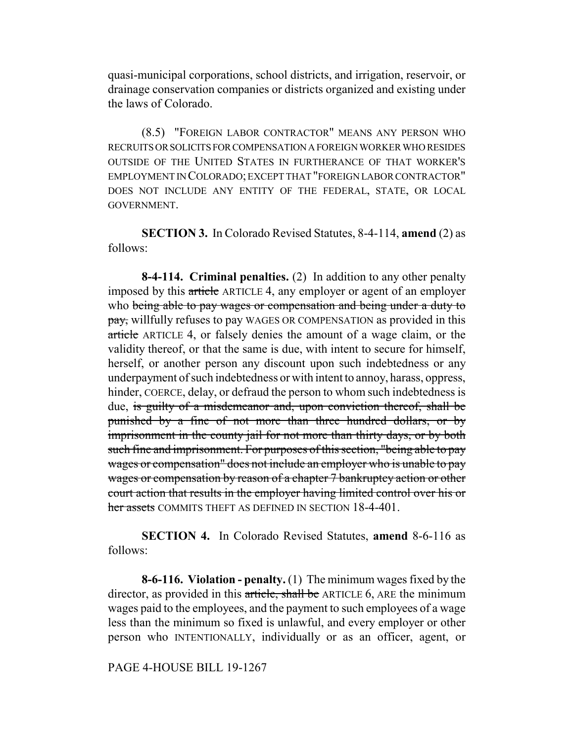quasi-municipal corporations, school districts, and irrigation, reservoir, or drainage conservation companies or districts organized and existing under the laws of Colorado.

(8.5) "FOREIGN LABOR CONTRACTOR" MEANS ANY PERSON WHO RECRUITS OR SOLICITS FOR COMPENSATION A FOREIGN WORKER WHO RESIDES OUTSIDE OF THE UNITED STATES IN FURTHERANCE OF THAT WORKER'S EMPLOYMENT IN COLORADO; EXCEPT THAT "FOREIGN LABOR CONTRACTOR" DOES NOT INCLUDE ANY ENTITY OF THE FEDERAL, STATE, OR LOCAL GOVERNMENT.

**SECTION 3.** In Colorado Revised Statutes, 8-4-114, **amend** (2) as follows:

**8-4-114. Criminal penalties.** (2) In addition to any other penalty imposed by this ~~article~~ ARTICLE 4, any employer or agent of an employer who ~~being able to pay wages or compensation and being under a duty to pay,~~ willfully refuses to pay WAGES OR COMPENSATION as provided in this ~~article~~ ARTICLE 4, or falsely denies the amount of a wage claim, or the validity thereof, or that the same is due, with intent to secure for himself, herself, or another person any discount upon such indebtedness or any underpayment of such indebtedness or with intent to annoy, harass, oppress, hinder, COERCE, delay, or defraud the person to whom such indebtedness is due, ~~is guilty of a misdemeanor and, upon conviction thereof, shall be punished by a fine of not more than three hundred dollars, or by imprisonment in the county jail for not more than thirty days, or by both such fine and imprisonment. For purposes of this section, "being able to pay wages or compensation" does not include an employer who is unable to pay wages or compensation by reason of a chapter 7 bankruptcy action or other court action that results in the employer having limited control over his or her assets~~ COMMITS THEFT AS DEFINED IN SECTION 18-4-401.

**SECTION 4.** In Colorado Revised Statutes, **amend** 8-6-116 as follows:

**8-6-116. Violation - penalty.** (1) The minimum wages fixed by the director, as provided in this ~~article, shall be~~ ARTICLE 6, ARE the minimum wages paid to the employees, and the payment to such employees of a wage less than the minimum so fixed is unlawful, and every employer or other person who INTENTIONALLY, individually or as an officer, agent, or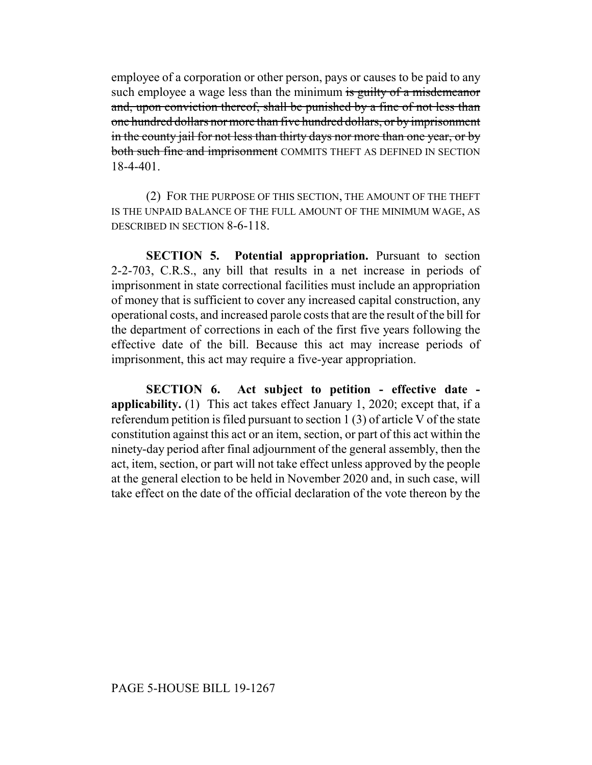employee of a corporation or other person, pays or causes to be paid to any such employee a wage less than the minimum ~~is guilty of a misdemeanor and, upon conviction thereof, shall be punished by a fine of not less than one hundred dollars nor more than five hundred dollars, or by imprisonment in the county jail for not less than thirty days nor more than one year, or by both such fine and imprisonment~~ COMMITS THEFT AS DEFINED IN SECTION 18-4-401.

(2) FOR THE PURPOSE OF THIS SECTION, THE AMOUNT OF THE THEFT IS THE UNPAID BALANCE OF THE FULL AMOUNT OF THE MINIMUM WAGE, AS DESCRIBED IN SECTION 8-6-118.

**SECTION 5. Potential appropriation.** Pursuant to section 2-2-703, C.R.S., any bill that results in a net increase in periods of imprisonment in state correctional facilities must include an appropriation of money that is sufficient to cover any increased capital construction, any operational costs, and increased parole costs that are the result of the bill for the department of corrections in each of the first five years following the effective date of the bill. Because this act may increase periods of imprisonment, this act may require a five-year appropriation.

**SECTION 6. Act subject to petition - effective date - applicability.** (1) This act takes effect January 1, 2020; except that, if a referendum petition is filed pursuant to section 1 (3) of article V of the state constitution against this act or an item, section, or part of this act within the ninety-day period after final adjournment of the general assembly, then the act, item, section, or part will not take effect unless approved by the people at the general election to be held in November 2020 and, in such case, will take effect on the date of the official declaration of the vote thereon by the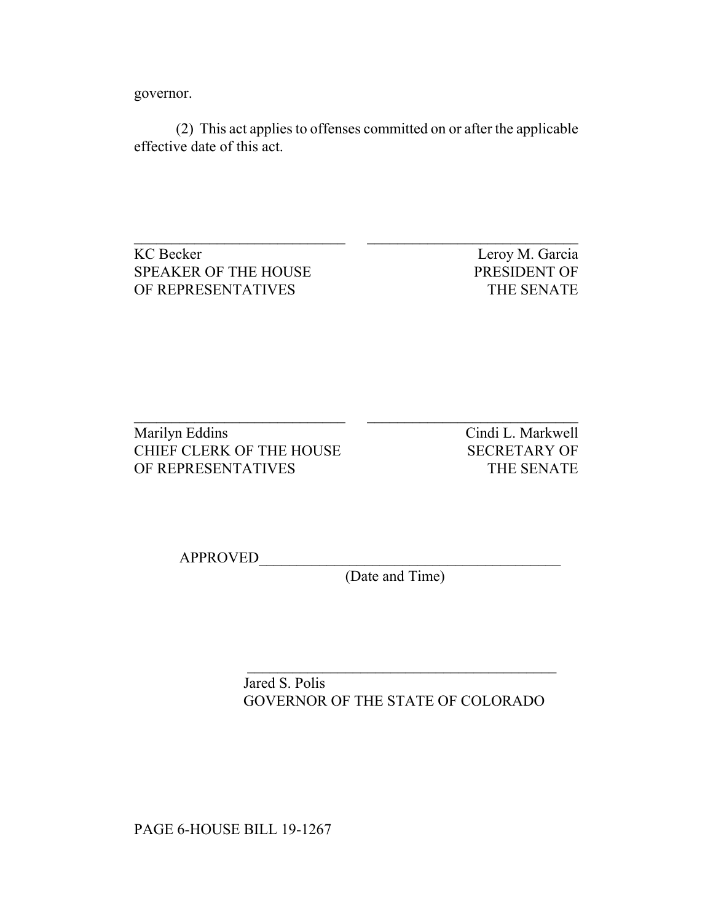governor.

(2) This act applies to offenses committed on or after the applicable effective date of this act.

____________________________
KC Becker
SPEAKER OF THE HOUSE
OF REPRESENTATIVES

____________________________
Leroy M. Garcia
PRESIDENT OF
THE SENATE

____________________________
Marilyn Eddins
CHIEF CLERK OF THE HOUSE
OF REPRESENTATIVES

____________________________
Cindi L. Markwell
SECRETARY OF
THE SENATE

APPROVED________________________________________
(Date and Time)

_________________________________________
Jared S. Polis
GOVERNOR OF THE STATE OF COLORADO

PAGE 6-HOUSE BILL 19-1267